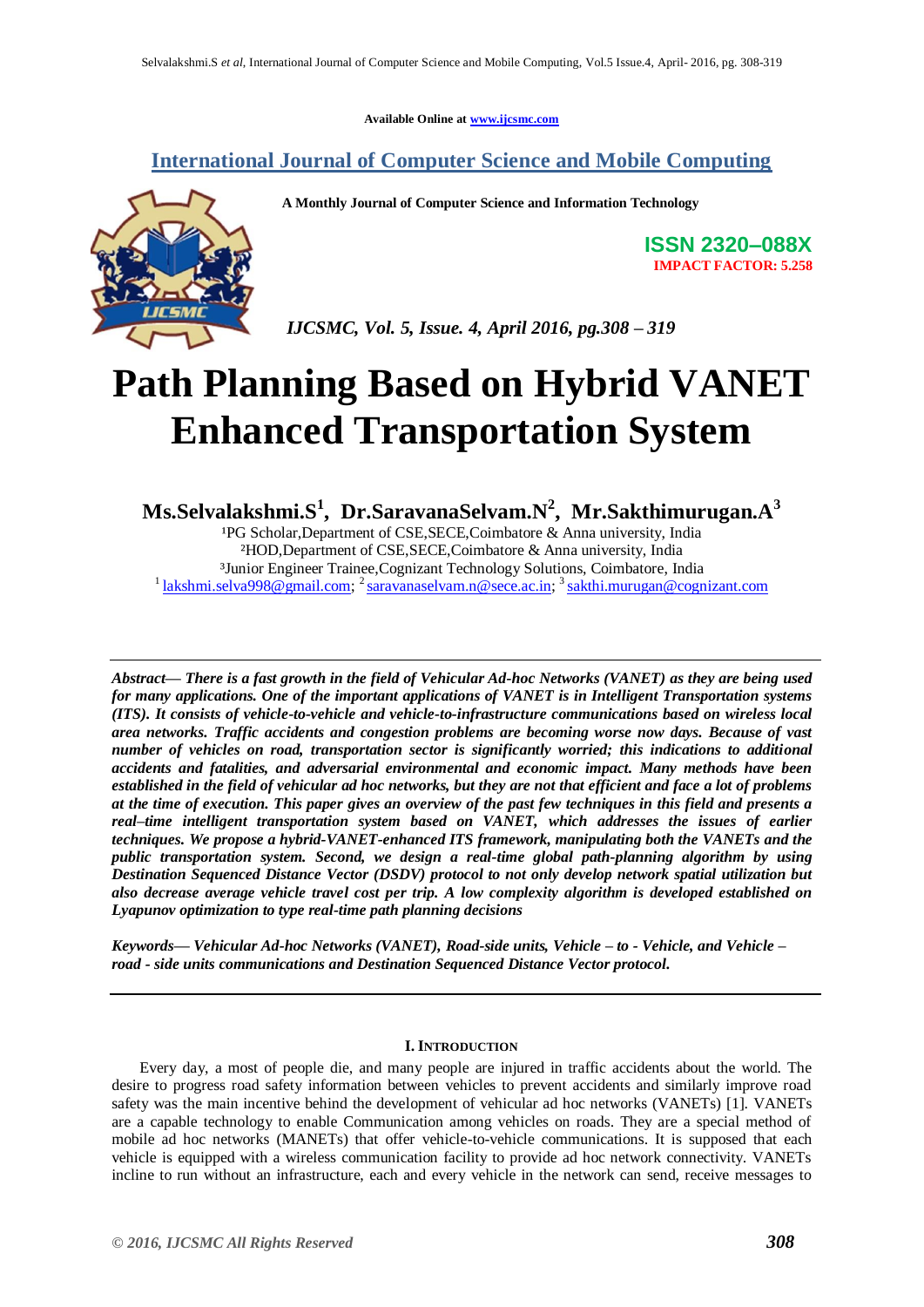Available Online at www.ijcsmc.com

## International Journal of Computer Science and Mobile Computing

**A Monthly Journal of Computer Science and Information Technology**

**ISSN 2320–088X**
**IMPACT FACTOR: 5.258**

*IJCSMC, Vol. 5, Issue. 4, April 2016, pg.308 – 319*

# Path Planning Based on Hybrid VANET Enhanced Transportation System

**Ms.Selvalakshmi.S[1], Dr.SaravanaSelvam.N[2], Mr.Sakthimurugan.A[3]**

[1]PG Scholar,Department of CSE,SECE,Coimbatore & Anna university, India
[2]HOD,Department of CSE,SECE,Coimbatore & Anna university, India
[3]Junior Engineer Trainee,Cognizant Technology Solutions, Coimbatore, India
[1] lakshmi.selva998@gmail.com; [2] saravanaselvam.n@sece.ac.in; [3] sakthi.murugan@cognizant.com

***Abstract***— ***There is a fast growth in the field of Vehicular Ad-hoc Networks (VANET) as they are being used for many applications. One of the important applications of VANET is in Intelligent Transportation systems (ITS). It consists of vehicle-to-vehicle and vehicle-to-infrastructure communications based on wireless local area networks. Traffic accidents and congestion problems are becoming worse now days. Because of vast number of vehicles on road, transportation sector is significantly worried; this indications to additional accidents and fatalities, and adversarial environmental and economic impact. Many methods have been established in the field of vehicular ad hoc networks, but they are not that efficient and face a lot of problems at the time of execution. This paper gives an overview of the past few techniques in this field and presents a real–time intelligent transportation system based on VANET, which addresses the issues of earlier techniques. We propose a hybrid-VANET-enhanced ITS framework, manipulating both the VANETs and the public transportation system. Second, we design a real-time global path-planning algorithm by using Destination Sequenced Distance Vector (DSDV) protocol to not only develop network spatial utilization but also decrease average vehicle travel cost per trip. A low complexity algorithm is developed established on Lyapunov optimization to type real-time path planning decisions***

***Keywords***— ***Vehicular Ad-hoc Networks (VANET), Road-side units, Vehicle – to - Vehicle, and Vehicle – road - side units communications and Destination Sequenced Distance Vector protocol.***

## I. Introduction

Every day, a most of people die, and many people are injured in traffic accidents about the world. The desire to progress road safety information between vehicles to prevent accidents and similarly improve road safety was the main incentive behind the development of vehicular ad hoc networks (VANETs) [1]. VANETs are a capable technology to enable Communication among vehicles on roads. They are a special method of mobile ad hoc networks (MANETs) that offer vehicle-to-vehicle communications. It is supposed that each vehicle is equipped with a wireless communication facility to provide ad hoc network connectivity. VANETs incline to run without an infrastructure, each and every vehicle in the network can send, receive messages to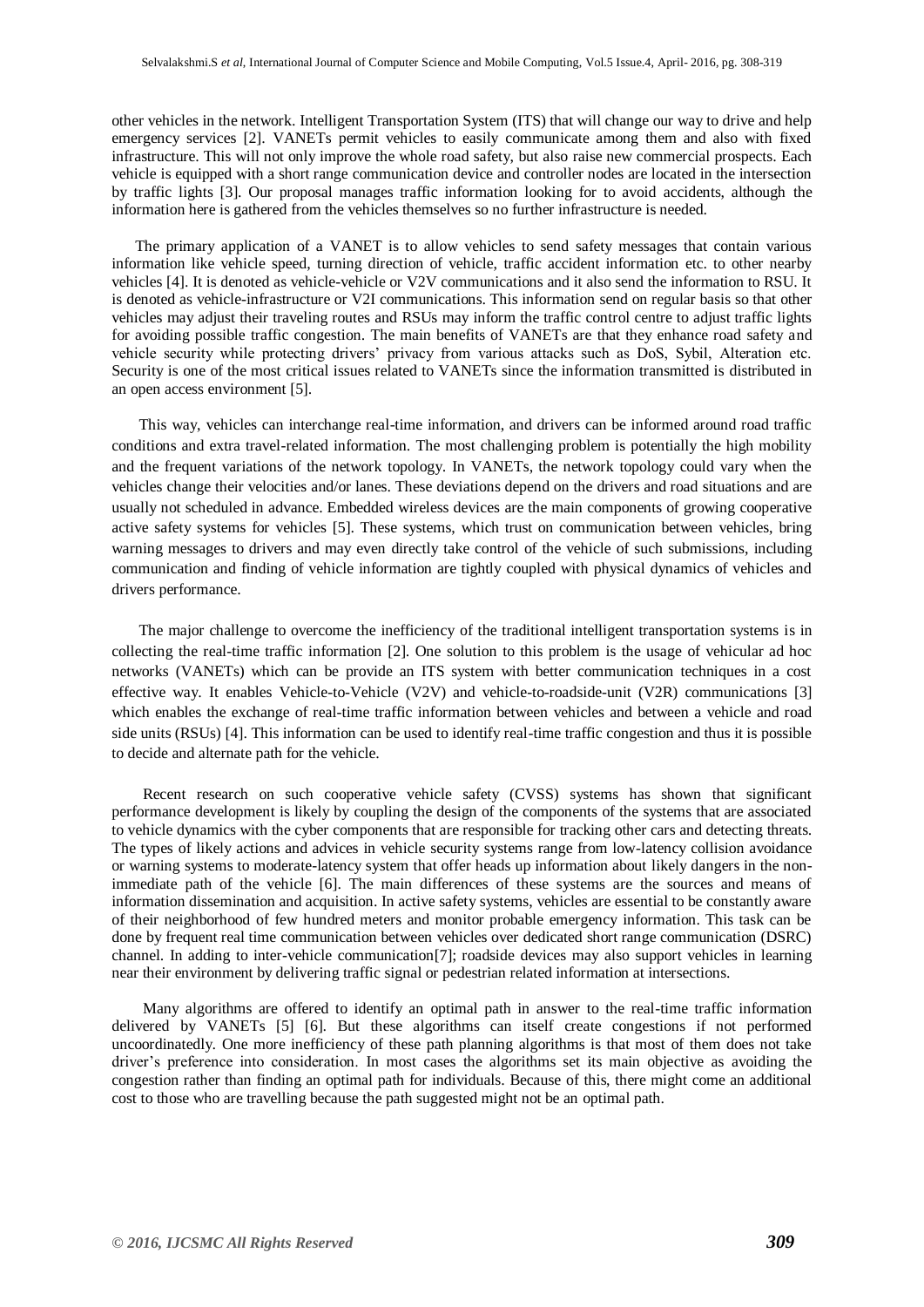other vehicles in the network. Intelligent Transportation System (ITS) that will change our way to drive and help emergency services [2]. VANETs permit vehicles to easily communicate among them and also with fixed infrastructure. This will not only improve the whole road safety, but also raise new commercial prospects. Each vehicle is equipped with a short range communication device and controller nodes are located in the intersection by traffic lights [3]. Our proposal manages traffic information looking for to avoid accidents, although the information here is gathered from the vehicles themselves so no further infrastructure is needed.

The primary application of a VANET is to allow vehicles to send safety messages that contain various information like vehicle speed, turning direction of vehicle, traffic accident information etc. to other nearby vehicles [4]. It is denoted as vehicle-vehicle or V2V communications and it also send the information to RSU. It is denoted as vehicle-infrastructure or V2I communications. This information send on regular basis so that other vehicles may adjust their traveling routes and RSUs may inform the traffic control centre to adjust traffic lights for avoiding possible traffic congestion. The main benefits of VANETs are that they enhance road safety and vehicle security while protecting drivers' privacy from various attacks such as DoS, Sybil, Alteration etc. Security is one of the most critical issues related to VANETs since the information transmitted is distributed in an open access environment [5].

This way, vehicles can interchange real-time information, and drivers can be informed around road traffic conditions and extra travel-related information. The most challenging problem is potentially the high mobility and the frequent variations of the network topology. In VANETs, the network topology could vary when the vehicles change their velocities and/or lanes. These deviations depend on the drivers and road situations and are usually not scheduled in advance. Embedded wireless devices are the main components of growing cooperative active safety systems for vehicles [5]. These systems, which trust on communication between vehicles, bring warning messages to drivers and may even directly take control of the vehicle of such submissions, including communication and finding of vehicle information are tightly coupled with physical dynamics of vehicles and drivers performance.

The major challenge to overcome the inefficiency of the traditional intelligent transportation systems is in collecting the real-time traffic information [2]. One solution to this problem is the usage of vehicular ad hoc networks (VANETs) which can be provide an ITS system with better communication techniques in a cost effective way. It enables Vehicle-to-Vehicle (V2V) and vehicle-to-roadside-unit (V2R) communications [3] which enables the exchange of real-time traffic information between vehicles and between a vehicle and road side units (RSUs) [4]. This information can be used to identify real-time traffic congestion and thus it is possible to decide and alternate path for the vehicle.

Recent research on such cooperative vehicle safety (CVSS) systems has shown that significant performance development is likely by coupling the design of the components of the systems that are associated to vehicle dynamics with the cyber components that are responsible for tracking other cars and detecting threats. The types of likely actions and advices in vehicle security systems range from low-latency collision avoidance or warning systems to moderate-latency system that offer heads up information about likely dangers in the non-immediate path of the vehicle [6]. The main differences of these systems are the sources and means of information dissemination and acquisition. In active safety systems, vehicles are essential to be constantly aware of their neighborhood of few hundred meters and monitor probable emergency information. This task can be done by frequent real time communication between vehicles over dedicated short range communication (DSRC) channel. In adding to inter-vehicle communication[7]; roadside devices may also support vehicles in learning near their environment by delivering traffic signal or pedestrian related information at intersections.

Many algorithms are offered to identify an optimal path in answer to the real-time traffic information delivered by VANETs [5] [6]. But these algorithms can itself create congestions if not performed uncoordinatedly. One more inefficiency of these path planning algorithms is that most of them does not take driver's preference into consideration. In most cases the algorithms set its main objective as avoiding the congestion rather than finding an optimal path for individuals. Because of this, there might come an additional cost to those who are travelling because the path suggested might not be an optimal path.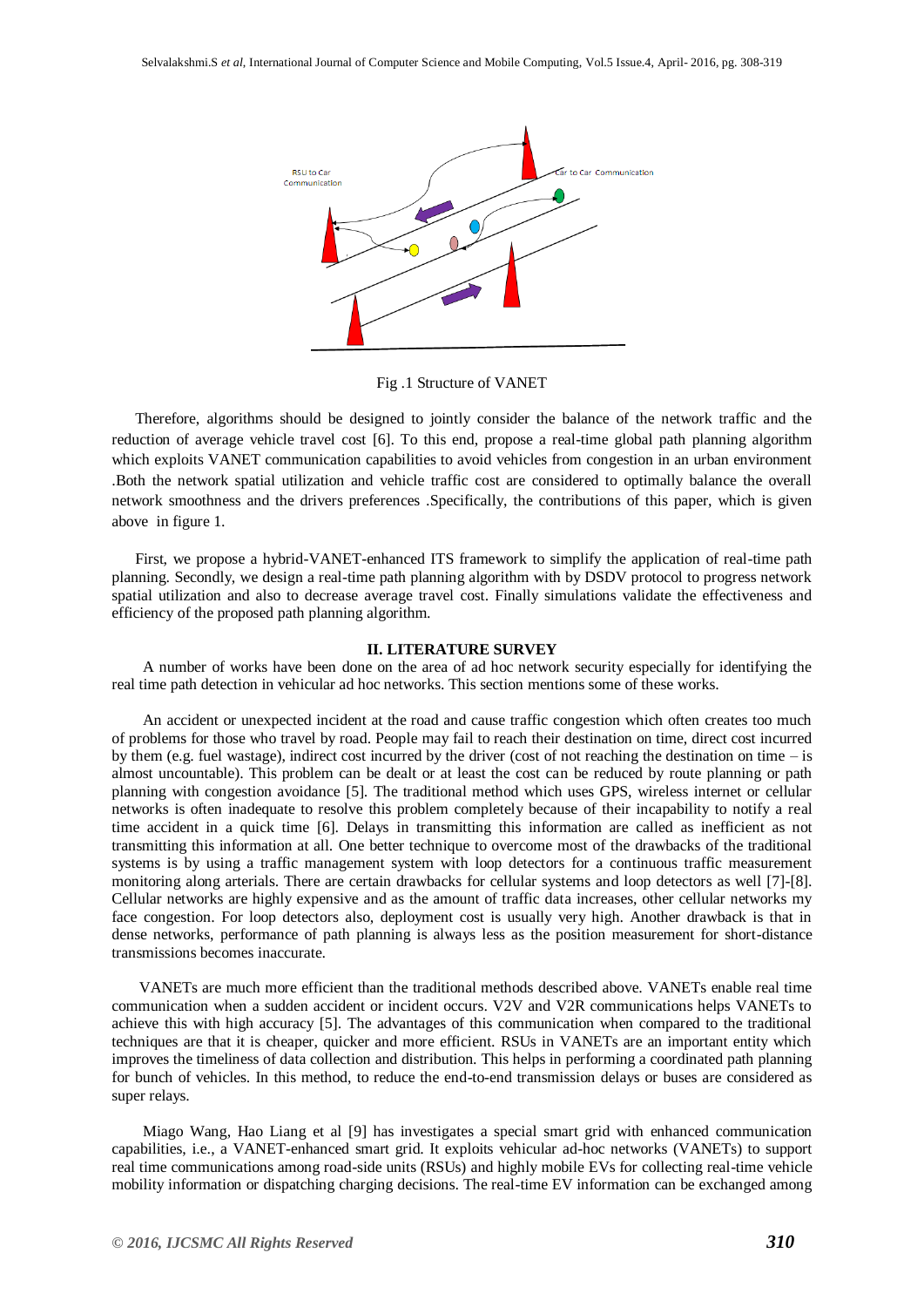Fig .1 Structure of VANET

Therefore, algorithms should be designed to jointly consider the balance of the network traffic and the reduction of average vehicle travel cost [6]. To this end, propose a real-time global path planning algorithm which exploits VANET communication capabilities to avoid vehicles from congestion in an urban environment .Both the network spatial utilization and vehicle traffic cost are considered to optimally balance the overall network smoothness and the drivers preferences .Specifically, the contributions of this paper, which is given above in figure 1.

First, we propose a hybrid-VANET-enhanced ITS framework to simplify the application of real-time path planning. Secondly, we design a real-time path planning algorithm with by DSDV protocol to progress network spatial utilization and also to decrease average travel cost. Finally simulations validate the effectiveness and efficiency of the proposed path planning algorithm.

## II. LITERATURE SURVEY

A number of works have been done on the area of ad hoc network security especially for identifying the real time path detection in vehicular ad hoc networks. This section mentions some of these works.

An accident or unexpected incident at the road and cause traffic congestion which often creates too much of problems for those who travel by road. People may fail to reach their destination on time, direct cost incurred by them (e.g. fuel wastage), indirect cost incurred by the driver (cost of not reaching the destination on time – is almost uncountable). This problem can be dealt or at least the cost can be reduced by route planning or path planning with congestion avoidance [5]. The traditional method which uses GPS, wireless internet or cellular networks is often inadequate to resolve this problem completely because of their incapability to notify a real time accident in a quick time [6]. Delays in transmitting this information are called as inefficient as not transmitting this information at all. One better technique to overcome most of the drawbacks of the traditional systems is by using a traffic management system with loop detectors for a continuous traffic measurement monitoring along arterials. There are certain drawbacks for cellular systems and loop detectors as well [7]-[8]. Cellular networks are highly expensive and as the amount of traffic data increases, other cellular networks my face congestion. For loop detectors also, deployment cost is usually very high. Another drawback is that in dense networks, performance of path planning is always less as the position measurement for short-distance transmissions becomes inaccurate.

VANETs are much more efficient than the traditional methods described above. VANETs enable real time communication when a sudden accident or incident occurs. V2V and V2R communications helps VANETs to achieve this with high accuracy [5]. The advantages of this communication when compared to the traditional techniques are that it is cheaper, quicker and more efficient. RSUs in VANETs are an important entity which improves the timeliness of data collection and distribution. This helps in performing a coordinated path planning for bunch of vehicles. In this method, to reduce the end-to-end transmission delays or buses are considered as super relays.

Miago Wang, Hao Liang et al [9] has investigates a special smart grid with enhanced communication capabilities, i.e., a VANET-enhanced smart grid. It exploits vehicular ad-hoc networks (VANETs) to support real time communications among road-side units (RSUs) and highly mobile EVs for collecting real-time vehicle mobility information or dispatching charging decisions. The real-time EV information can be exchanged among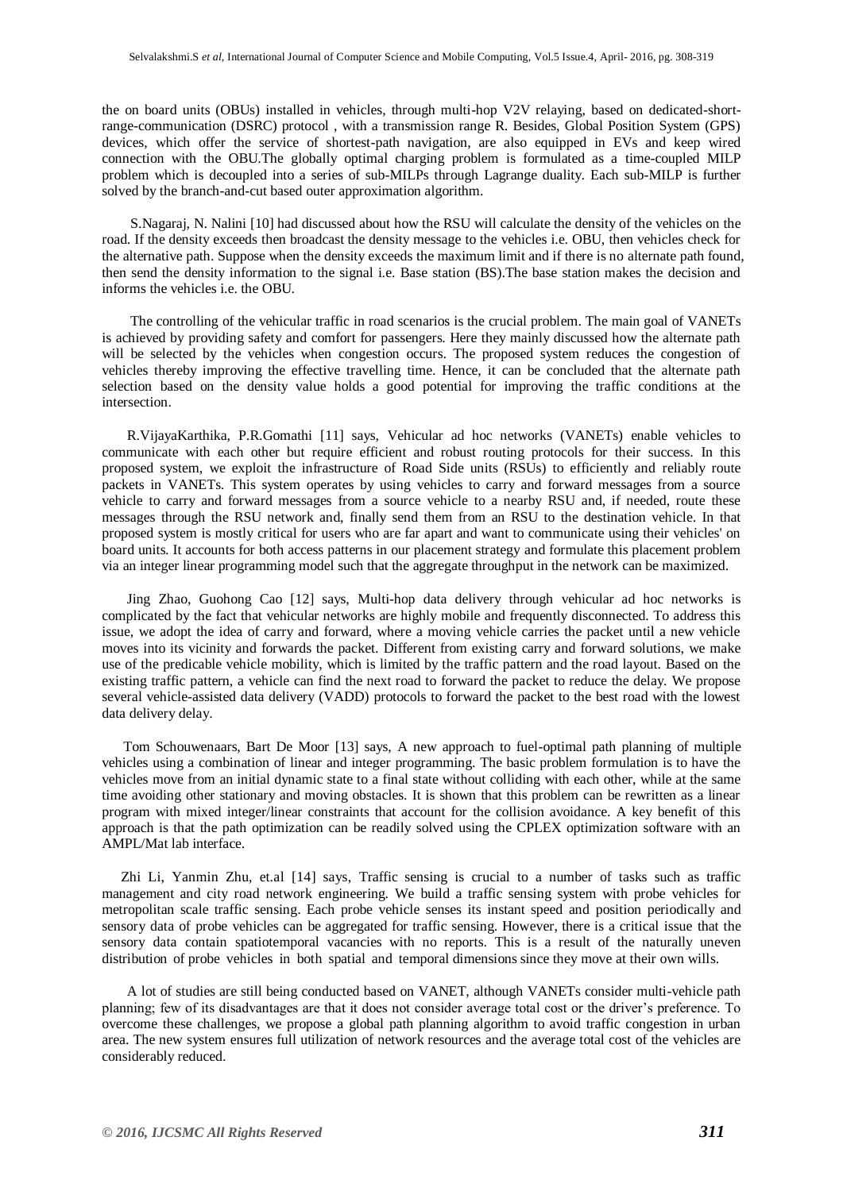the on board units (OBUs) installed in vehicles, through multi-hop V2V relaying, based on dedicated-short-range-communication (DSRC) protocol , with a transmission range R. Besides, Global Position System (GPS) devices, which offer the service of shortest-path navigation, are also equipped in EVs and keep wired connection with the OBU.The globally optimal charging problem is formulated as a time-coupled MILP problem which is decoupled into a series of sub-MILPs through Lagrange duality. Each sub-MILP is further solved by the branch-and-cut based outer approximation algorithm.

S.Nagaraj, N. Nalini [10] had discussed about how the RSU will calculate the density of the vehicles on the road. If the density exceeds then broadcast the density message to the vehicles i.e. OBU, then vehicles check for the alternative path. Suppose when the density exceeds the maximum limit and if there is no alternate path found, then send the density information to the signal i.e. Base station (BS).The base station makes the decision and informs the vehicles i.e. the OBU.

The controlling of the vehicular traffic in road scenarios is the crucial problem. The main goal of VANETs is achieved by providing safety and comfort for passengers. Here they mainly discussed how the alternate path will be selected by the vehicles when congestion occurs. The proposed system reduces the congestion of vehicles thereby improving the effective travelling time. Hence, it can be concluded that the alternate path selection based on the density value holds a good potential for improving the traffic conditions at the intersection.

R.VijayaKarthika, P.R.Gomathi [11] says, Vehicular ad hoc networks (VANETs) enable vehicles to communicate with each other but require efficient and robust routing protocols for their success. In this proposed system, we exploit the infrastructure of Road Side units (RSUs) to efficiently and reliably route packets in VANETs. This system operates by using vehicles to carry and forward messages from a source vehicle to carry and forward messages from a source vehicle to a nearby RSU and, if needed, route these messages through the RSU network and, finally send them from an RSU to the destination vehicle. In that proposed system is mostly critical for users who are far apart and want to communicate using their vehicles' on board units. It accounts for both access patterns in our placement strategy and formulate this placement problem via an integer linear programming model such that the aggregate throughput in the network can be maximized.

Jing Zhao, Guohong Cao [12] says, Multi-hop data delivery through vehicular ad hoc networks is complicated by the fact that vehicular networks are highly mobile and frequently disconnected. To address this issue, we adopt the idea of carry and forward, where a moving vehicle carries the packet until a new vehicle moves into its vicinity and forwards the packet. Different from existing carry and forward solutions, we make use of the predicable vehicle mobility, which is limited by the traffic pattern and the road layout. Based on the existing traffic pattern, a vehicle can find the next road to forward the packet to reduce the delay. We propose several vehicle-assisted data delivery (VADD) protocols to forward the packet to the best road with the lowest data delivery delay.

Tom Schouwenaars, Bart De Moor [13] says, A new approach to fuel-optimal path planning of multiple vehicles using a combination of linear and integer programming. The basic problem formulation is to have the vehicles move from an initial dynamic state to a final state without colliding with each other, while at the same time avoiding other stationary and moving obstacles. It is shown that this problem can be rewritten as a linear program with mixed integer/linear constraints that account for the collision avoidance. A key benefit of this approach is that the path optimization can be readily solved using the CPLEX optimization software with an AMPL/Mat lab interface.

Zhi Li, Yanmin Zhu, et.al [14] says, Traffic sensing is crucial to a number of tasks such as traffic management and city road network engineering. We build a traffic sensing system with probe vehicles for metropolitan scale traffic sensing. Each probe vehicle senses its instant speed and position periodically and sensory data of probe vehicles can be aggregated for traffic sensing. However, there is a critical issue that the sensory data contain spatiotemporal vacancies with no reports. This is a result of the naturally uneven distribution of probe vehicles in both spatial and temporal dimensions since they move at their own wills.

A lot of studies are still being conducted based on VANET, although VANETs consider multi-vehicle path planning; few of its disadvantages are that it does not consider average total cost or the driver's preference. To overcome these challenges, we propose a global path planning algorithm to avoid traffic congestion in urban area. The new system ensures full utilization of network resources and the average total cost of the vehicles are considerably reduced.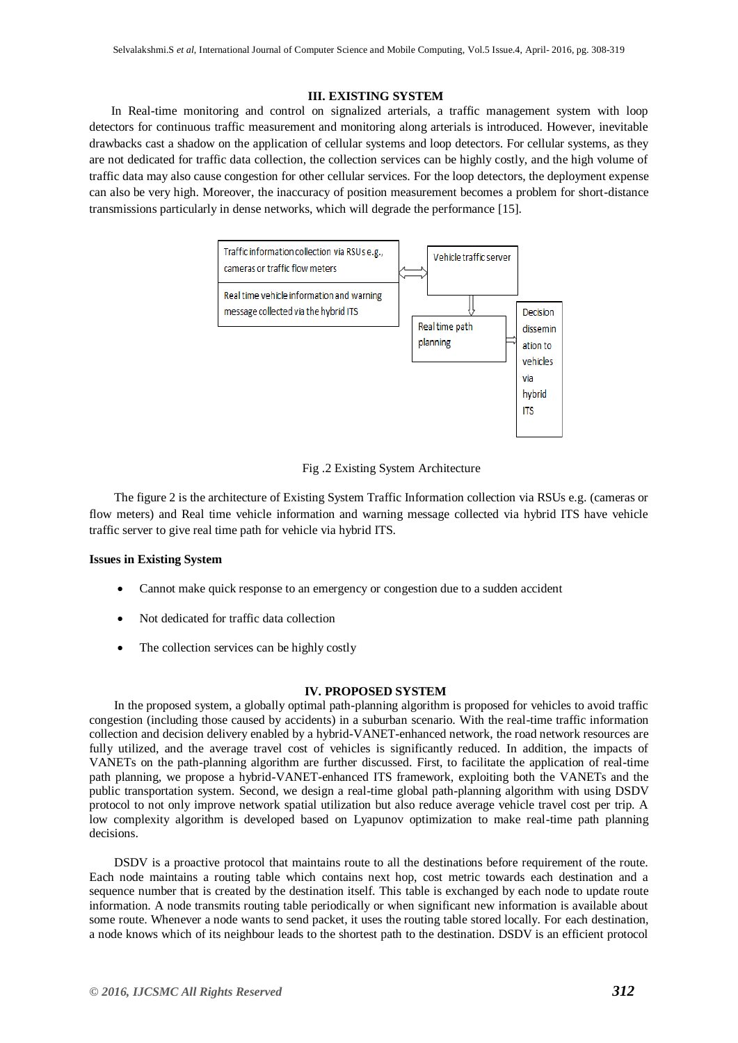## III. EXISTING SYSTEM

In Real-time monitoring and control on signalized arterials, a traffic management system with loop detectors for continuous traffic measurement and monitoring along arterials is introduced. However, inevitable drawbacks cast a shadow on the application of cellular systems and loop detectors. For cellular systems, as they are not dedicated for traffic data collection, the collection services can be highly costly, and the high volume of traffic data may also cause congestion for other cellular services. For the loop detectors, the deployment expense can also be very high. Moreover, the inaccuracy of position measurement becomes a problem for short-distance transmissions particularly in dense networks, which will degrade the performance [15].

Traffic information collection via RSUs e.g., cameras or traffic flow meters

Real time vehicle information and warning message collected via the hybrid ITS

Vehicle traffic server

Real time path planning

Decision dissemination to vehicles via hybrid ITS

Fig .2 Existing System Architecture

The figure 2 is the architecture of Existing System Traffic Information collection via RSUs e.g. (cameras or flow meters) and Real time vehicle information and warning message collected via hybrid ITS have vehicle traffic server to give real time path for vehicle via hybrid ITS.

**Issues in Existing System**

- Cannot make quick response to an emergency or congestion due to a sudden accident
- Not dedicated for traffic data collection
- The collection services can be highly costly

## IV. PROPOSED SYSTEM

In the proposed system, a globally optimal path-planning algorithm is proposed for vehicles to avoid traffic congestion (including those caused by accidents) in a suburban scenario. With the real-time traffic information collection and decision delivery enabled by a hybrid-VANET-enhanced network, the road network resources are fully utilized, and the average travel cost of vehicles is significantly reduced. In addition, the impacts of VANETs on the path-planning algorithm are further discussed. First, to facilitate the application of real-time path planning, we propose a hybrid-VANET-enhanced ITS framework, exploiting both the VANETs and the public transportation system. Second, we design a real-time global path-planning algorithm with using DSDV protocol to not only improve network spatial utilization but also reduce average vehicle travel cost per trip. A low complexity algorithm is developed based on Lyapunov optimization to make real-time path planning decisions.

DSDV is a proactive protocol that maintains route to all the destinations before requirement of the route. Each node maintains a routing table which contains next hop, cost metric towards each destination and a sequence number that is created by the destination itself. This table is exchanged by each node to update route information. A node transmits routing table periodically or when significant new information is available about some route. Whenever a node wants to send packet, it uses the routing table stored locally. For each destination, a node knows which of its neighbour leads to the shortest path to the destination. DSDV is an efficient protocol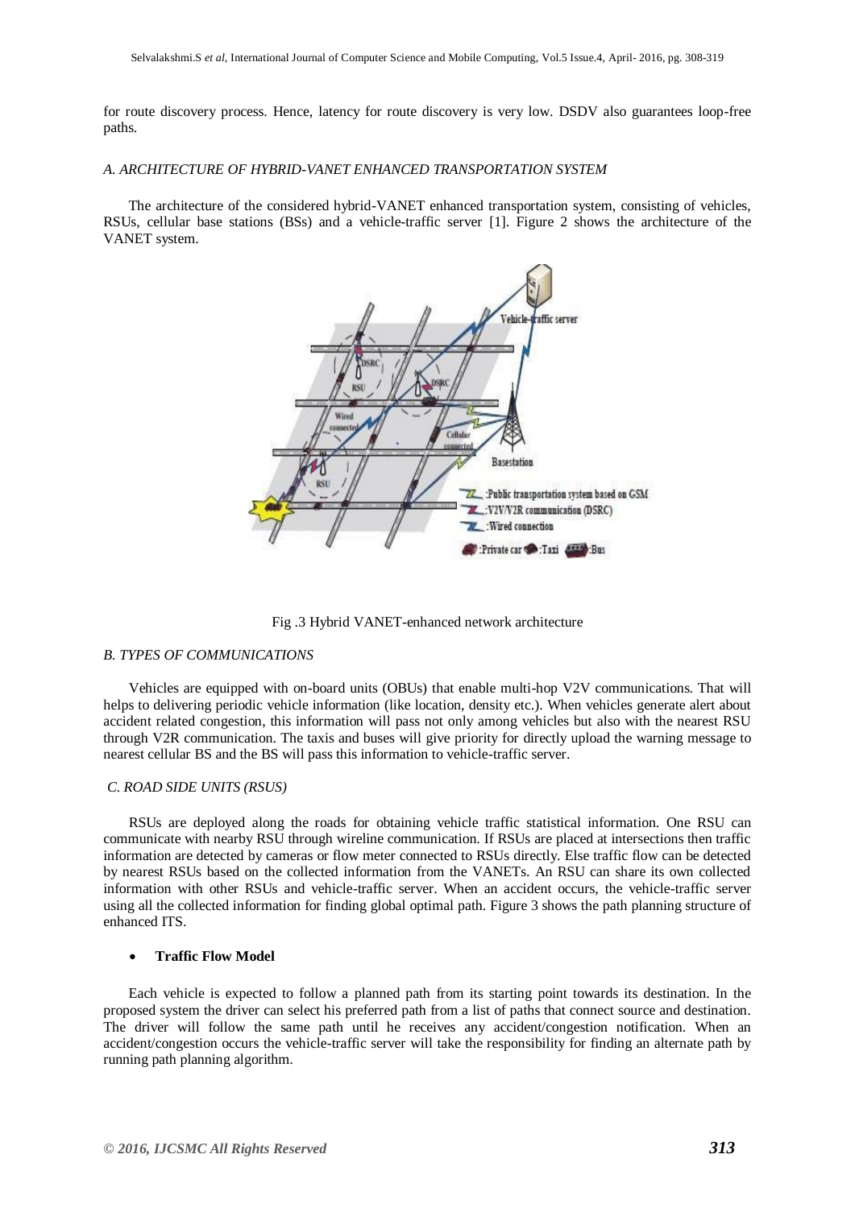for route discovery process. Hence, latency for route discovery is very low. DSDV also guarantees loop-free paths.

### *A. ARCHITECTURE OF HYBRID-VANET ENHANCED TRANSPORTATION SYSTEM*

The architecture of the considered hybrid-VANET enhanced transportation system, consisting of vehicles, RSUs, cellular base stations (BSs) and a vehicle-traffic server [1]. Figure 2 shows the architecture of the VANET system.

Fig .3 Hybrid VANET-enhanced network architecture

### *B. TYPES OF COMMUNICATIONS*

Vehicles are equipped with on-board units (OBUs) that enable multi-hop V2V communications. That will helps to delivering periodic vehicle information (like location, density etc.). When vehicles generate alert about accident related congestion, this information will pass not only among vehicles but also with the nearest RSU through V2R communication. The taxis and buses will give priority for directly upload the warning message to nearest cellular BS and the BS will pass this information to vehicle-traffic server.

### *C. ROAD SIDE UNITS (RSUS)*

RSUs are deployed along the roads for obtaining vehicle traffic statistical information. One RSU can communicate with nearby RSU through wireline communication. If RSUs are placed at intersections then traffic information are detected by cameras or flow meter connected to RSUs directly. Else traffic flow can be detected by nearest RSUs based on the collected information from the VANETs. An RSU can share its own collected information with other RSUs and vehicle-traffic server. When an accident occurs, the vehicle-traffic server using all the collected information for finding global optimal path. Figure 3 shows the path planning structure of enhanced ITS.

- **Traffic Flow Model**

Each vehicle is expected to follow a planned path from its starting point towards its destination. In the proposed system the driver can select his preferred path from a list of paths that connect source and destination. The driver will follow the same path until he receives any accident/congestion notification. When an accident/congestion occurs the vehicle-traffic server will take the responsibility for finding an alternate path by running path planning algorithm.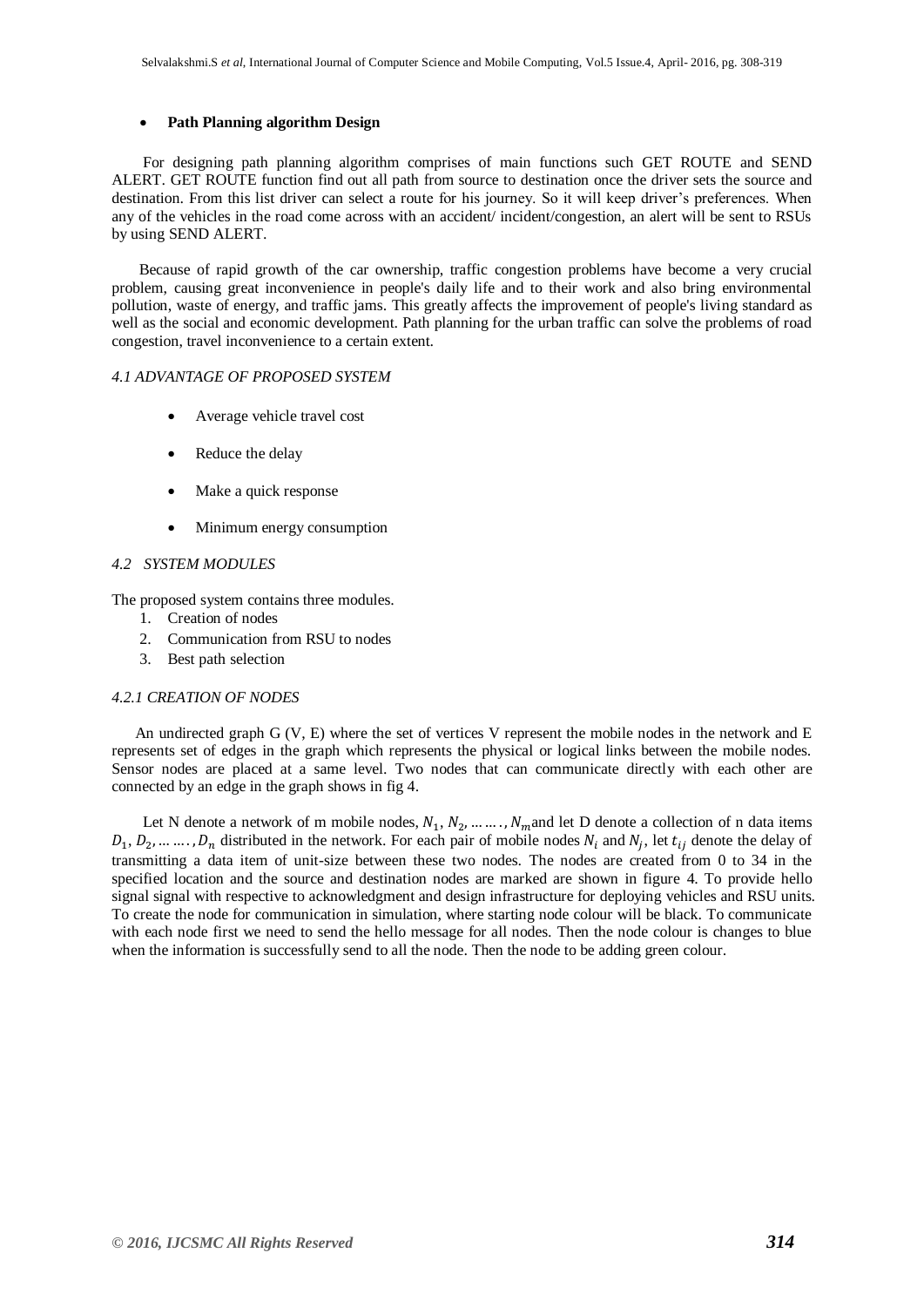- **Path Planning algorithm Design**

For designing path planning algorithm comprises of main functions such GET ROUTE and SEND ALERT. GET ROUTE function find out all path from source to destination once the driver sets the source and destination. From this list driver can select a route for his journey. So it will keep driver's preferences. When any of the vehicles in the road come across with an accident/ incident/congestion, an alert will be sent to RSUs by using SEND ALERT.

Because of rapid growth of the car ownership, traffic congestion problems have become a very crucial problem, causing great inconvenience in people's daily life and to their work and also bring environmental pollution, waste of energy, and traffic jams. This greatly affects the improvement of people's living standard as well as the social and economic development. Path planning for the urban traffic can solve the problems of road congestion, travel inconvenience to a certain extent.

### *4.1 ADVANTAGE OF PROPOSED SYSTEM*

- Average vehicle travel cost
- Reduce the delay
- Make a quick response
- Minimum energy consumption

### *4.2 SYSTEM MODULES*

The proposed system contains three modules.

1. Creation of nodes
2. Communication from RSU to nodes
3. Best path selection

#### *4.2.1 CREATION OF NODES*

An undirected graph G (V, E) where the set of vertices V represent the mobile nodes in the network and E represents set of edges in the graph which represents the physical or logical links between the mobile nodes. Sensor nodes are placed at a same level. Two nodes that can communicate directly with each other are connected by an edge in the graph shows in fig 4.

Let N denote a network of m mobile nodes, $N_1, N_2, \dots\dots, N_m$and let D denote a collection of n data items $D_1, D_2, \dots\dots, D_n$ distributed in the network. For each pair of mobile nodes $N_i$ and $N_j$, let $t_{ij}$ denote the delay of transmitting a data item of unit-size between these two nodes. The nodes are created from 0 to 34 in the specified location and the source and destination nodes are marked are shown in figure 4. To provide hello signal signal with respective to acknowledgment and design infrastructure for deploying vehicles and RSU units. To create the node for communication in simulation, where starting node colour will be black. To communicate with each node first we need to send the hello message for all nodes. Then the node colour is changes to blue when the information is successfully send to all the node. Then the node to be adding green colour.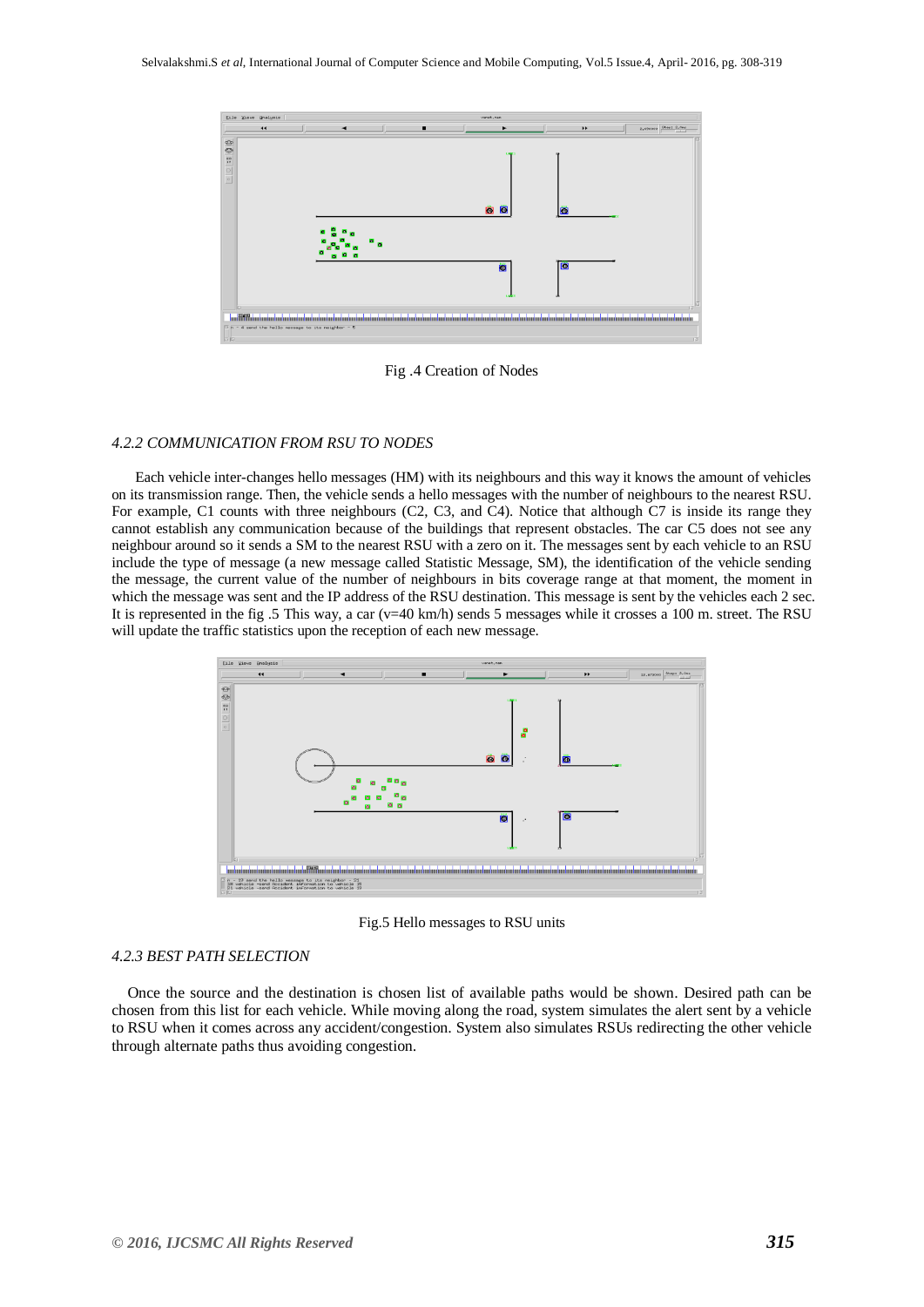Fig .4 Creation of Nodes

*4.2.2 COMMUNICATION FROM RSU TO NODES*

Each vehicle inter-changes hello messages (HM) with its neighbours and this way it knows the amount of vehicles on its transmission range. Then, the vehicle sends a hello messages with the number of neighbours to the nearest RSU. For example, C1 counts with three neighbours (C2, C3, and C4). Notice that although C7 is inside its range they cannot establish any communication because of the buildings that represent obstacles. The car C5 does not see any neighbour around so it sends a SM to the nearest RSU with a zero on it. The messages sent by each vehicle to an RSU include the type of message (a new message called Statistic Message, SM), the identification of the vehicle sending the message, the current value of the number of neighbours in bits coverage range at that moment, the moment in which the message was sent and the IP address of the RSU destination. This message is sent by the vehicles each 2 sec. It is represented in the fig .5 This way, a car (v=40 km/h) sends 5 messages while it crosses a 100 m. street. The RSU will update the traffic statistics upon the reception of each new message.

Fig.5 Hello messages to RSU units

*4.2.3 BEST PATH SELECTION*

Once the source and the destination is chosen list of available paths would be shown. Desired path can be chosen from this list for each vehicle. While moving along the road, system simulates the alert sent by a vehicle to RSU when it comes across any accident/congestion. System also simulates RSUs redirecting the other vehicle through alternate paths thus avoiding congestion.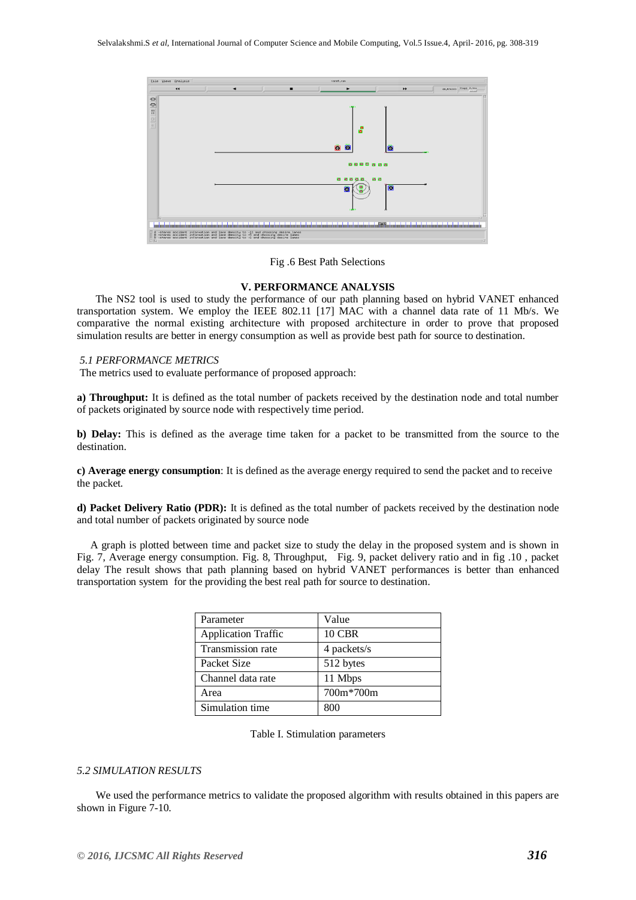Fig .6 Best Path Selections

## V. PERFORMANCE ANALYSIS

The NS2 tool is used to study the performance of our path planning based on hybrid VANET enhanced transportation system. We employ the IEEE 802.11 [17] MAC with a channel data rate of 11 Mb/s. We comparative the normal existing architecture with proposed architecture in order to prove that proposed simulation results are better in energy consumption as well as provide best path for source to destination.

### *5.1 PERFORMANCE METRICS*

The metrics used to evaluate performance of proposed approach:

**a) Throughput:** It is defined as the total number of packets received by the destination node and total number of packets originated by source node with respectively time period.

**b) Delay:** This is defined as the average time taken for a packet to be transmitted from the source to the destination.

**c) Average energy consumption**: It is defined as the average energy required to send the packet and to receive the packet.

**d) Packet Delivery Ratio (PDR):** It is defined as the total number of packets received by the destination node and total number of packets originated by source node

A graph is plotted between time and packet size to study the delay in the proposed system and is shown in Fig. 7, Average energy consumption. Fig. 8, Throughput, Fig. 9, packet delivery ratio and in fig .10 , packet delay The result shows that path planning based on hybrid VANET performances is better than enhanced transportation system for the providing the best real path for source to destination.

| Parameter | Value |
|---|---|
| Application Traffic | 10 CBR |
| Transmission rate | 4 packets/s |
| Packet Size | 512 bytes |
| Channel data rate | 11 Mbps |
| Area | 700m*700m |
| Simulation time | 800 |

Table I. Stimulation parameters

### *5.2 SIMULATION RESULTS*

We used the performance metrics to validate the proposed algorithm with results obtained in this papers are shown in Figure 7-10.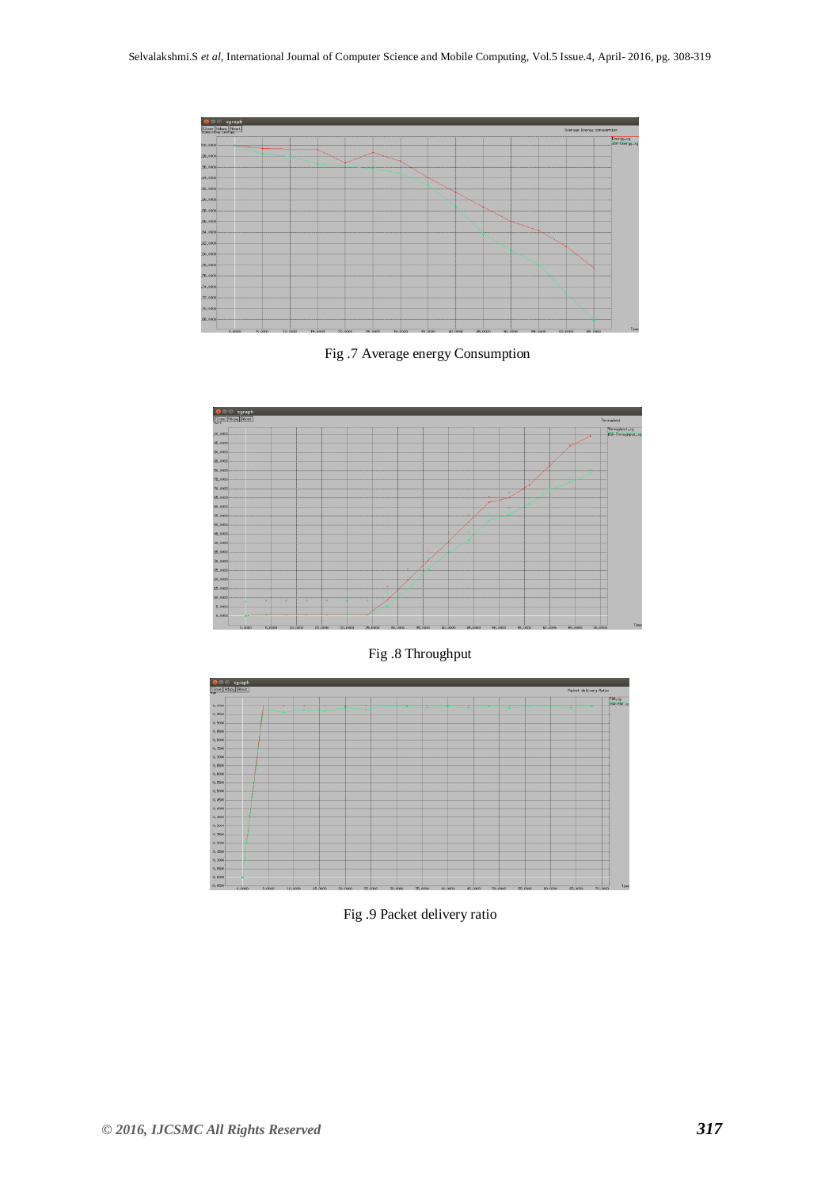Fig .7 Average energy Consumption

Fig .8 Throughput

Fig .9 Packet delivery ratio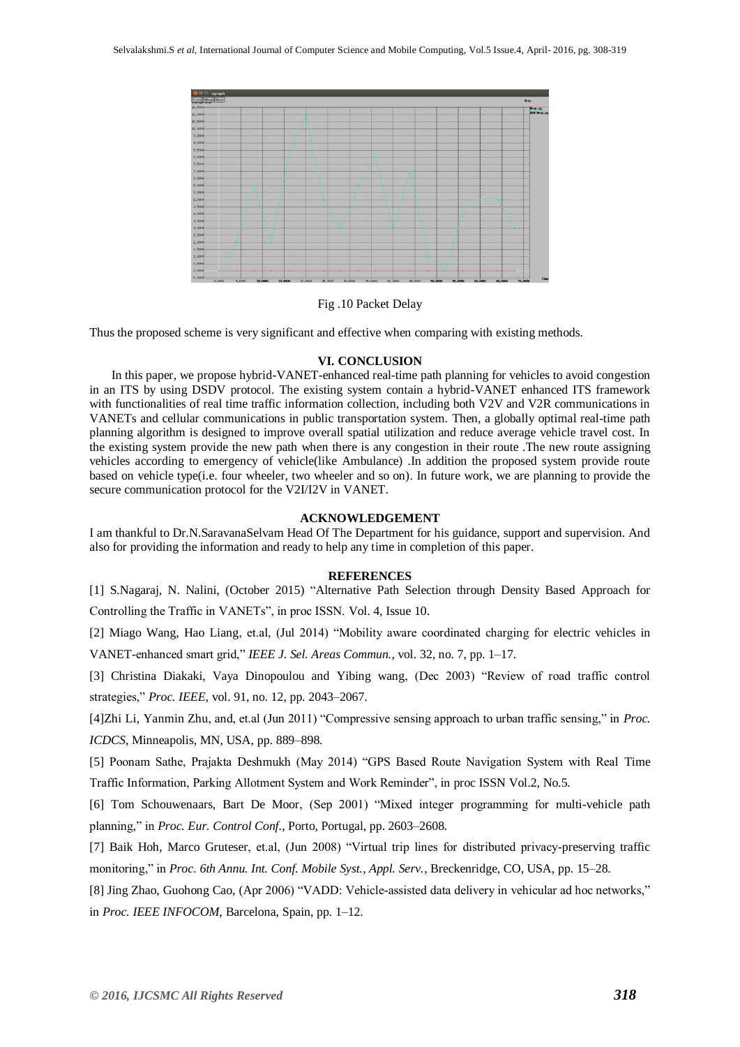Fig .10 Packet Delay

Thus the proposed scheme is very significant and effective when comparing with existing methods.

## VI. CONCLUSION

In this paper, we propose hybrid-VANET-enhanced real-time path planning for vehicles to avoid congestion in an ITS by using DSDV protocol. The existing system contain a hybrid-VANET enhanced ITS framework with functionalities of real time traffic information collection, including both V2V and V2R communications in VANETs and cellular communications in public transportation system. Then, a globally optimal real-time path planning algorithm is designed to improve overall spatial utilization and reduce average vehicle travel cost. In the existing system provide the new path when there is any congestion in their route .The new route assigning vehicles according to emergency of vehicle(like Ambulance) .In addition the proposed system provide route based on vehicle type(i.e. four wheeler, two wheeler and so on). In future work, we are planning to provide the secure communication protocol for the V2I/I2V in VANET.

## ACKNOWLEDGEMENT

I am thankful to Dr.N.SaravanaSelvam Head Of The Department for his guidance, support and supervision. And also for providing the information and ready to help any time in completion of this paper.

## REFERENCES

[1] S.Nagaraj, N. Nalini, (October 2015) "Alternative Path Selection through Density Based Approach for Controlling the Traffic in VANETs", in proc ISSN. Vol. 4, Issue 10.

[2] Miago Wang, Hao Liang, et.al, (Jul 2014) "Mobility aware coordinated charging for electric vehicles in VANET-enhanced smart grid," *IEEE J. Sel. Areas Commun.*, vol. 32, no. 7, pp. 1–17.

[3] Christina Diakaki, Vaya Dinopoulou and Yibing wang, (Dec 2003) "Review of road traffic control strategies," *Proc. IEEE*, vol. 91, no. 12, pp. 2043–2067.

[4]Zhi Li, Yanmin Zhu, and, et.al (Jun 2011) "Compressive sensing approach to urban traffic sensing," in *Proc. ICDCS*, Minneapolis, MN, USA, pp. 889–898.

[5] Poonam Sathe, Prajakta Deshmukh (May 2014) "GPS Based Route Navigation System with Real Time Traffic Information, Parking Allotment System and Work Reminder", in proc ISSN Vol.2, No.5.

[6] Tom Schouwenaars, Bart De Moor, (Sep 2001) "Mixed integer programming for multi-vehicle path planning," in *Proc. Eur. Control Conf.*, Porto, Portugal, pp. 2603–2608.

[7] Baik Hoh, Marco Gruteser, et.al, (Jun 2008) "Virtual trip lines for distributed privacy-preserving traffic monitoring," in *Proc. 6th Annu. Int. Conf. Mobile Syst., Appl. Serv.*, Breckenridge, CO, USA, pp. 15–28.

[8] Jing Zhao, Guohong Cao, (Apr 2006) "VADD: Vehicle-assisted data delivery in vehicular ad hoc networks," in *Proc. IEEE INFOCOM*, Barcelona, Spain, pp. 1–12.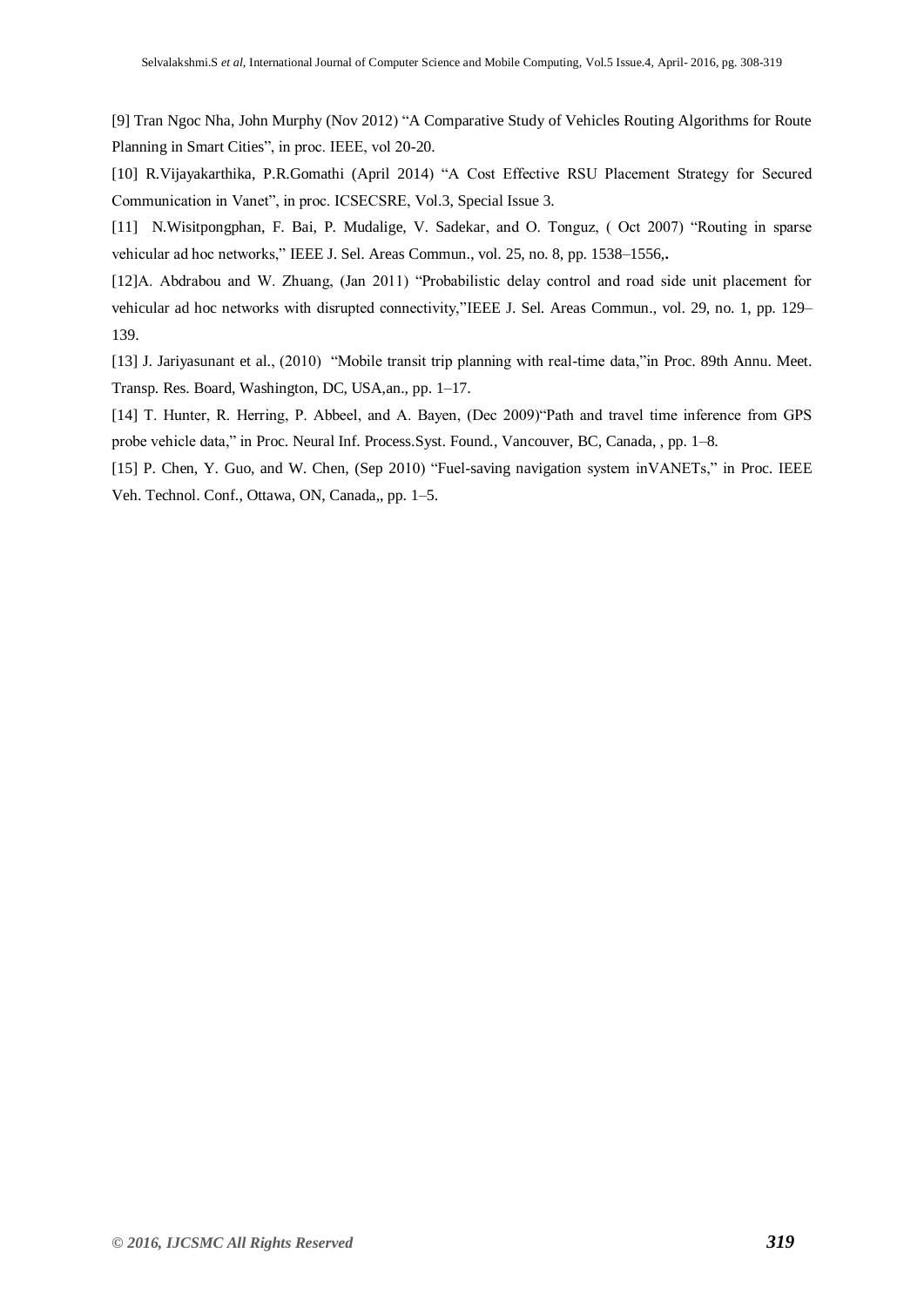[9] Tran Ngoc Nha, John Murphy (Nov 2012) "A Comparative Study of Vehicles Routing Algorithms for Route Planning in Smart Cities", in proc. IEEE, vol 20-20.

[10] R.Vijayakarthika, P.R.Gomathi (April 2014) "A Cost Effective RSU Placement Strategy for Secured Communication in Vanet", in proc. ICSECSRE, Vol.3, Special Issue 3.

[11] N.Wisitpongphan, F. Bai, P. Mudalige, V. Sadekar, and O. Tonguz, ( Oct 2007) "Routing in sparse vehicular ad hoc networks," IEEE J. Sel. Areas Commun., vol. 25, no. 8, pp. 1538–1556,**.**

[12]A. Abdrabou and W. Zhuang, (Jan 2011) "Probabilistic delay control and road side unit placement for vehicular ad hoc networks with disrupted connectivity,"IEEE J. Sel. Areas Commun., vol. 29, no. 1, pp. 129–139.

[13] J. Jariyasunant et al., (2010) "Mobile transit trip planning with real-time data,"in Proc. 89th Annu. Meet. Transp. Res. Board, Washington, DC, USA,an., pp. 1–17.

[14] T. Hunter, R. Herring, P. Abbeel, and A. Bayen, (Dec 2009)"Path and travel time inference from GPS probe vehicle data," in Proc. Neural Inf. Process.Syst. Found., Vancouver, BC, Canada, , pp. 1–8.

[15] P. Chen, Y. Guo, and W. Chen, (Sep 2010) "Fuel-saving navigation system inVANETs," in Proc. IEEE Veh. Technol. Conf., Ottawa, ON, Canada,, pp. 1–5.